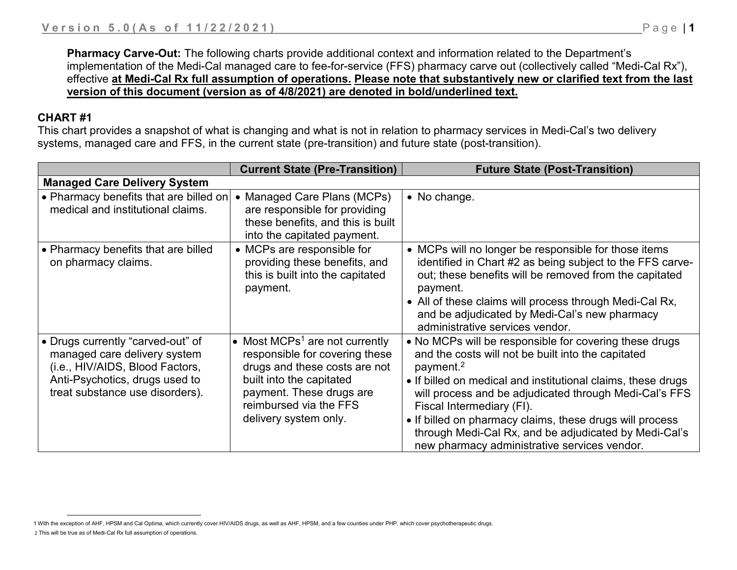**Pharmacy Carve-Out:** The following charts provide additional context and information related to the Department's implementation of the Medi-Cal managed care to fee-for-service (FFS) pharmacy carve out (collectively called "Medi-Cal Rx"), effective **<u>at Medi-Cal Rx full assumption of operations.</u>** **<u>Please note that substantively new or clarified text from the last version of this document (version as of 4/8/2021) are denoted in bold/underlined text.</u>**

### CHART #1

This chart provides a snapshot of what is changing and what is not in relation to pharmacy services in Medi-Cal's two delivery systems, managed care and FFS, in the current state (pre-transition) and future state (post-transition).

| | Current State (Pre-Transition) | Future State (Post-Transition) |
|---|---|---|
| **Managed Care Delivery System** | | |
| • Pharmacy benefits that are billed on medical and institutional claims. | • Managed Care Plans (MCPs) are responsible for providing these benefits, and this is built into the capitated payment. | • No change. |
| • Pharmacy benefits that are billed on pharmacy claims. | • MCPs are responsible for providing these benefits, and this is built into the capitated payment. | • MCPs will no longer be responsible for those items identified in Chart #2 as being subject to the FFS carve-out; these benefits will be removed from the capitated payment.<br>• All of these claims will process through Medi-Cal Rx, and be adjudicated by Medi-Cal's new pharmacy administrative services vendor. |
| • Drugs currently "carved-out" of managed care delivery system (i.e., HIV/AIDS, Blood Factors, Anti-Psychotics, drugs used to treat substance use disorders). | • Most MCPs[1] are not currently responsible for covering these drugs and these costs are not built into the capitated payment. These drugs are reimbursed via the FFS delivery system only. | • No MCPs will be responsible for covering these drugs and the costs will not be built into the capitated payment.[2]<br>• If billed on medical and institutional claims, these drugs will process and be adjudicated through Medi-Cal's FFS Fiscal Intermediary (FI).<br>• If billed on pharmacy claims, these drugs will process through Medi-Cal Rx, and be adjudicated by Medi-Cal's new pharmacy administrative services vendor. |

[1] With the exception of AHF, HPSM and Cal Optima, which currently cover HIV/AIDS drugs, as well as AHF, HPSM, and a few counties under PHP, which cover psychotherapeutic drugs.

[2] This will be true as of Medi-Cal Rx full assumption of operations.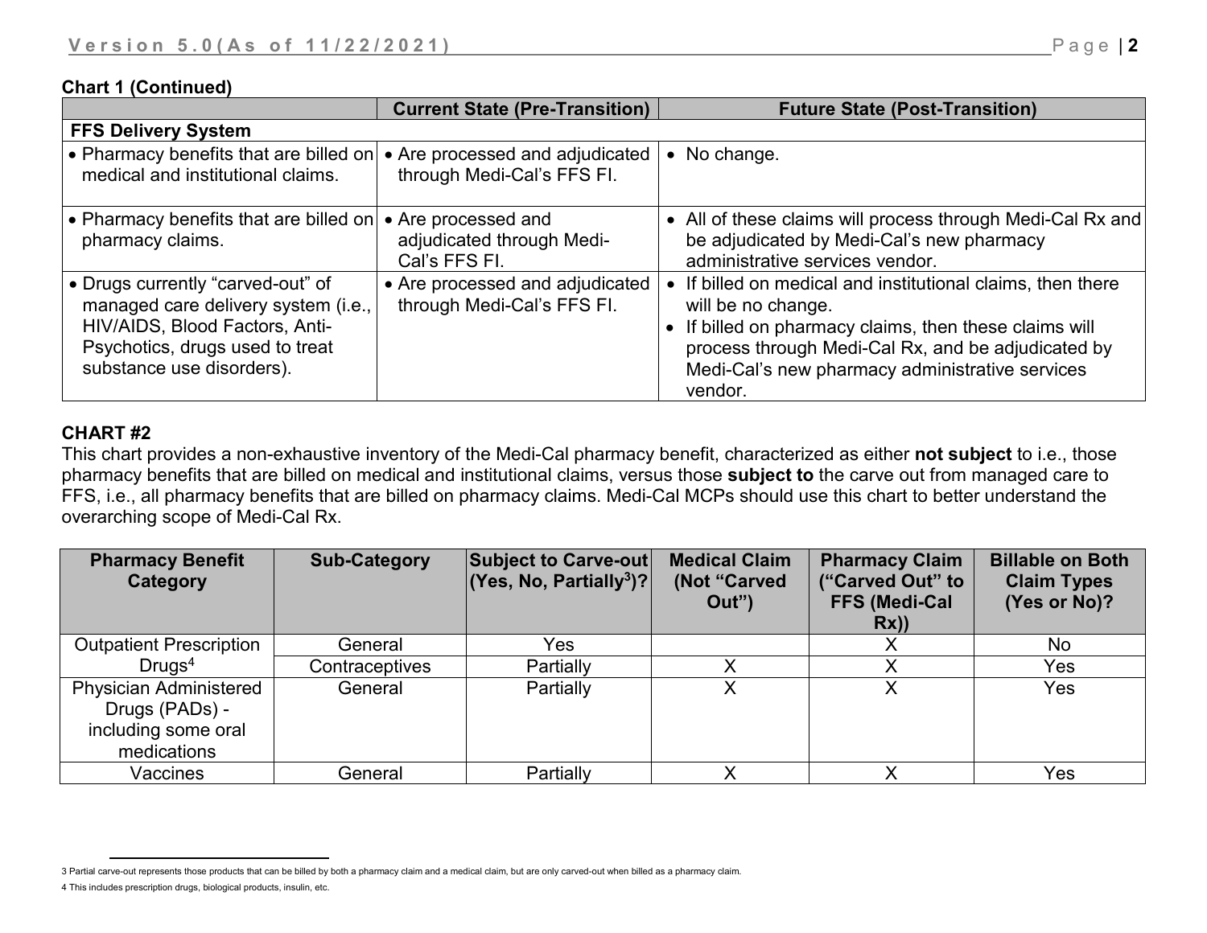**Chart 1 (Continued)**

| | Current State (Pre-Transition) | Future State (Post-Transition) |
|---|---|---|
| **FFS Delivery System** | | |
| • Pharmacy benefits that are billed on medical and institutional claims. | • Are processed and adjudicated through Medi-Cal's FFS FI. | • No change. |
| • Pharmacy benefits that are billed on pharmacy claims. | • Are processed and adjudicated through Medi-Cal's FFS FI. | • All of these claims will process through Medi-Cal Rx and be adjudicated by Medi-Cal's new pharmacy administrative services vendor. |
| • Drugs currently "carved-out" of managed care delivery system (i.e., HIV/AIDS, Blood Factors, Anti-Psychotics, drugs used to treat substance use disorders). | • Are processed and adjudicated through Medi-Cal's FFS FI. | • If billed on medical and institutional claims, then there will be no change. • If billed on pharmacy claims, then these claims will process through Medi-Cal Rx, and be adjudicated by Medi-Cal's new pharmacy administrative services vendor. |

## CHART #2

This chart provides a non-exhaustive inventory of the Medi-Cal pharmacy benefit, characterized as either **not subject** to i.e., those pharmacy benefits that are billed on medical and institutional claims, versus those **subject to** the carve out from managed care to FFS, i.e., all pharmacy benefits that are billed on pharmacy claims. Medi-Cal MCPs should use this chart to better understand the overarching scope of Medi-Cal Rx.

| Pharmacy Benefit Category | Sub-Category | Subject to Carve-out (Yes, No, Partially[3])? | Medical Claim (Not "Carved Out") | Pharmacy Claim ("Carved Out" to FFS (Medi-Cal Rx)) | Billable on Both Claim Types (Yes or No)? |
|---|---|---|---|---|---|
| Outpatient Prescription Drugs[4] | General | Yes | | X | No |
| | Contraceptives | Partially | X | X | Yes |
| Physician Administered Drugs (PADs) - including some oral medications | General | Partially | X | X | Yes |
| Vaccines | General | Partially | X | X | Yes |

3 Partial carve-out represents those products that can be billed by both a pharmacy claim and a medical claim, but are only carved-out when billed as a pharmacy claim.

4 This includes prescription drugs, biological products, insulin, etc.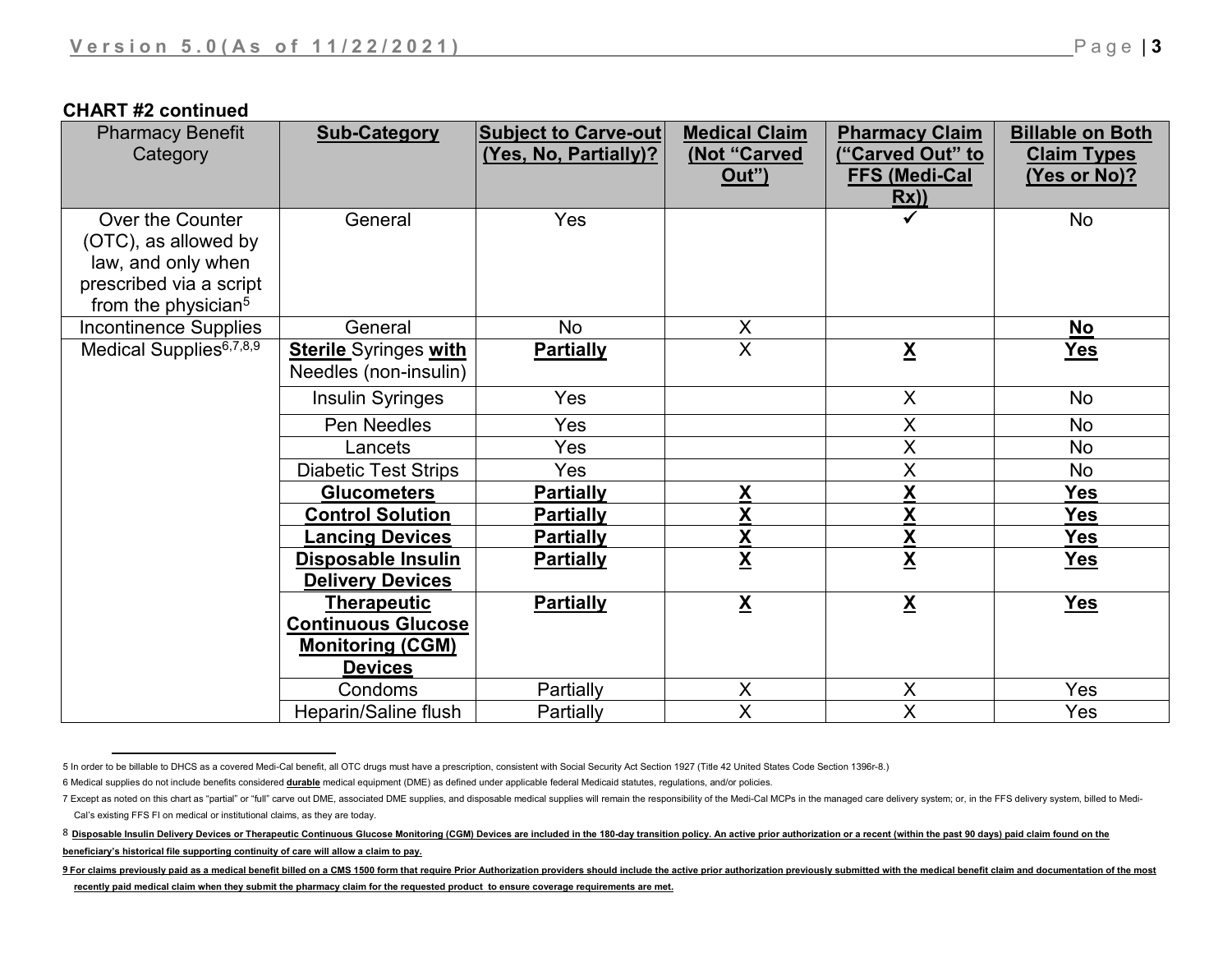**CHART #2 continued**

| Pharmacy Benefit Category | **Sub-Category** | **Subject to Carve-out (Yes, No, Partially)?** | **Medical Claim (Not "Carved Out")** | **Pharmacy Claim ("Carved Out" to FFS (Medi-Cal Rx))** | **Billable on Both Claim Types (Yes or No)?** |
|---|---|---|---|---|---|
| Over the Counter (OTC), as allowed by law, and only when prescribed via a script from the physician[5] | General | Yes | | ✓ | No |
| Incontinence Supplies | General | No | X | | **No** |
| Medical Supplies[6,7,8,9] | **Sterile** Syringes **with** Needles (non-insulin) | **Partially** | X | **X** | **Yes** |
| | Insulin Syringes | Yes | | X | No |
| | Pen Needles | Yes | | X | No |
| | Lancets | Yes | | X | No |
| | Diabetic Test Strips | Yes | | X | No |
| | **Glucometers** | **Partially** | **X** | **X** | **Yes** |
| | **Control Solution** | **Partially** | **X** | **X** | **Yes** |
| | **Lancing Devices** | **Partially** | **X** | **X** | **Yes** |
| | **Disposable Insulin Delivery Devices** | **Partially** | **X** | **X** | **Yes** |
| | **Therapeutic Continuous Glucose Monitoring (CGM) Devices** | **Partially** | **X** | **X** | **Yes** |
| | Condoms | Partially | X | X | Yes |
| | Heparin/Saline flush | Partially | X | X | Yes |

5 In order to be billable to DHCS as a covered Medi-Cal benefit, all OTC drugs must have a prescription, consistent with Social Security Act Section 1927 (Title 42 United States Code Section 1396r-8.)

6 Medical supplies do not include benefits considered **durable** medical equipment (DME) as defined under applicable federal Medicaid statutes, regulations, and/or policies.

7 Except as noted on this chart as "partial" or "full" carve out DME, associated DME supplies, and disposable medical supplies will remain the responsibility of the Medi-Cal MCPs in the managed care delivery system; or, in the FFS delivery system, billed to Medi-Cal's existing FFS FI on medical or institutional claims, as they are today.

8 **Disposable Insulin Delivery Devices or Therapeutic Continuous Glucose Monitoring (CGM) Devices are included in the 180-day transition policy. An active prior authorization or a recent (within the past 90 days) paid claim found on the beneficiary's historical file supporting continuity of care will allow a claim to pay.**

9 **For claims previously paid as a medical benefit billed on a CMS 1500 form that require Prior Authorization providers should include the active prior authorization previously submitted with the medical benefit claim and documentation of the most recently paid medical claim when they submit the pharmacy claim for the requested product to ensure coverage requirements are met.**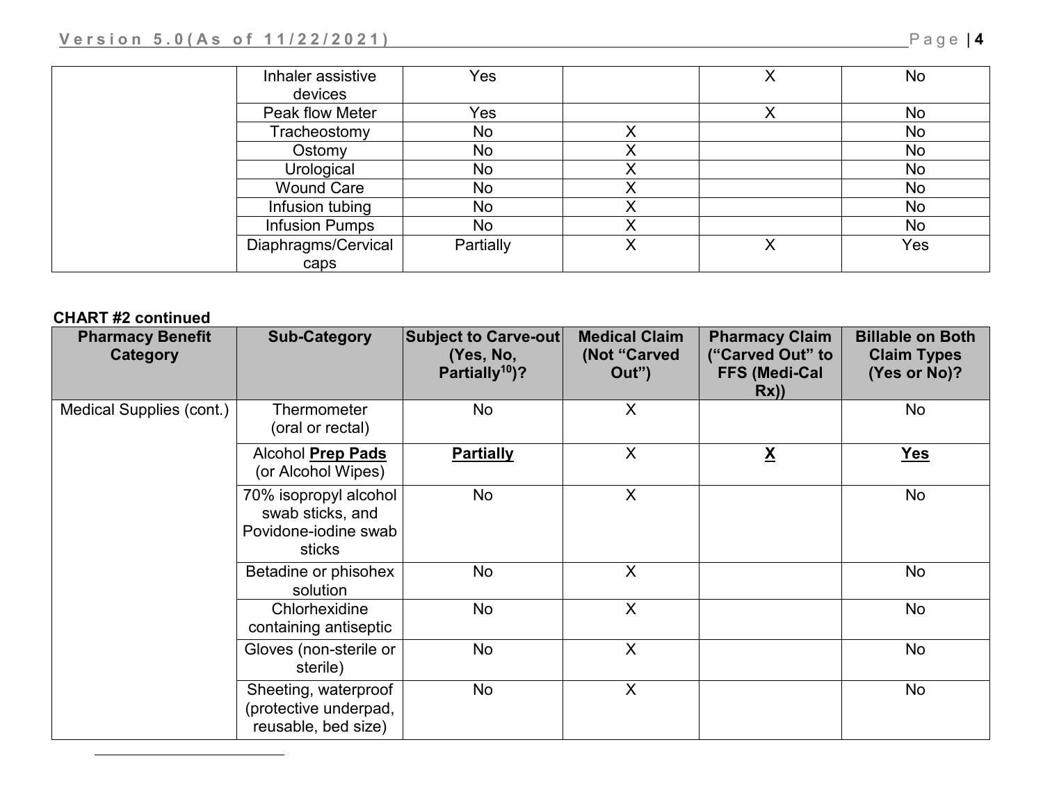| | Inhaler assistive devices | Yes | | X | No |
|---|---|---|---|---|---|
| | Peak flow Meter | Yes | | X | No |
| | Tracheostomy | No | X | | No |
| | Ostomy | No | X | | No |
| | Urological | No | X | | No |
| | Wound Care | No | X | | No |
| | Infusion tubing | No | X | | No |
| | Infusion Pumps | No | X | | No |
| | Diaphragms/Cervical caps | Partially | X | X | Yes |

**CHART #2 continued**

| Pharmacy Benefit Category | Sub-Category | Subject to Carve-out (Yes, No, Partially[10])? | Medical Claim (Not "Carved Out") | Pharmacy Claim ("Carved Out" to FFS (Medi-Cal Rx)) | Billable on Both Claim Types (Yes or No)? |
|---|---|---|---|---|---|
| Medical Supplies (cont.) | Thermometer (oral or rectal) | No | X | | No |
| | Alcohol **Prep Pads** (or Alcohol Wipes) | **Partially** | X | **X** | **Yes** |
| | 70% isopropyl alcohol swab sticks, and Povidone-iodine swab sticks | No | X | | No |
| | Betadine or phisohex solution | No | X | | No |
| | Chlorhexidine containing antiseptic | No | X | | No |
| | Gloves (non-sterile or sterile) | No | X | | No |
| | Sheeting, waterproof (protective underpad, reusable, bed size) | No | X | | No |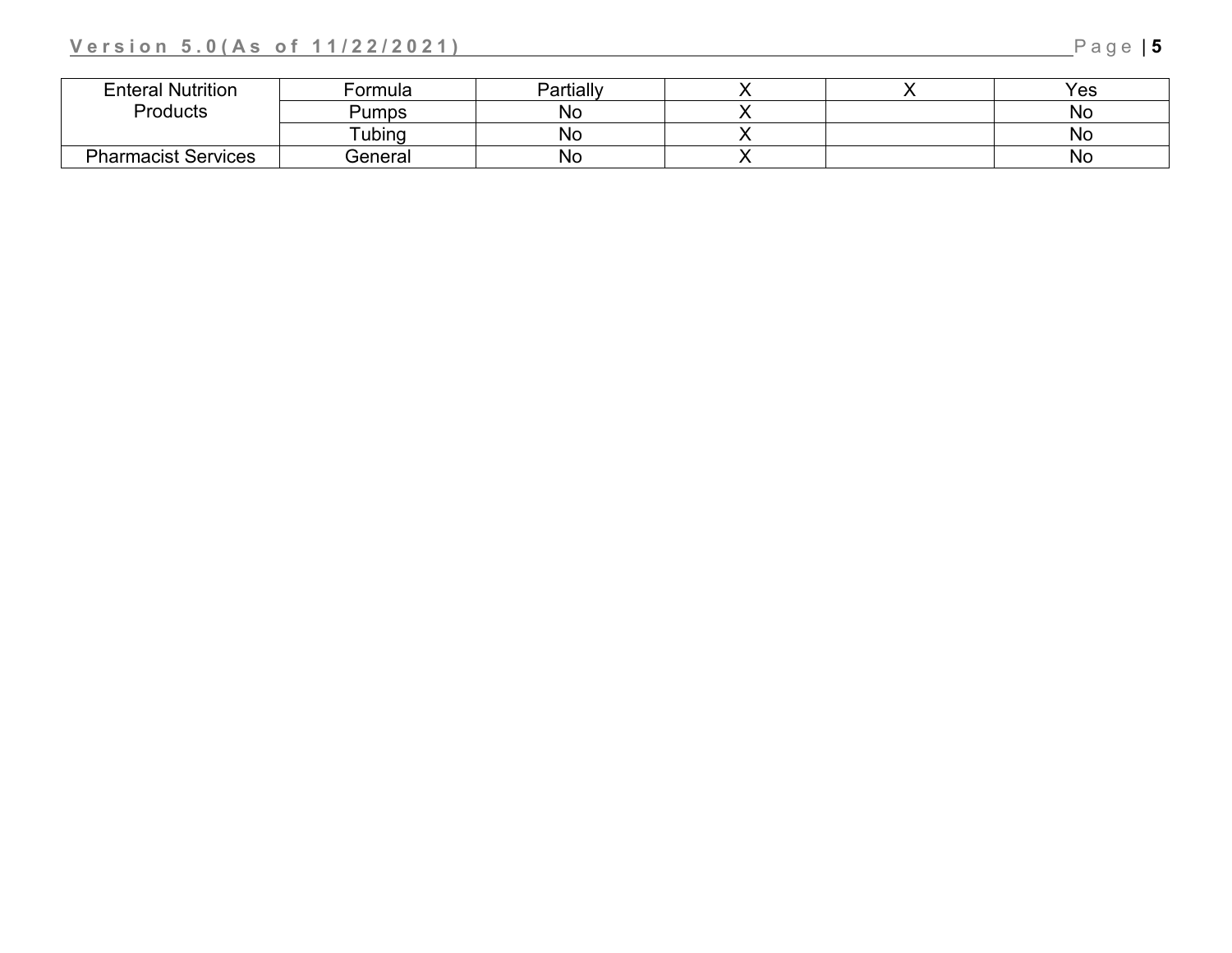| | | | | | |
|---|---|---|---|---|---|
| Enteral Nutrition Products | Formula | Partially | X | X | Yes |
| | Pumps | No | X | | No |
| | Tubing | No | X | | No |
| Pharmacist Services | General | No | X | | No |